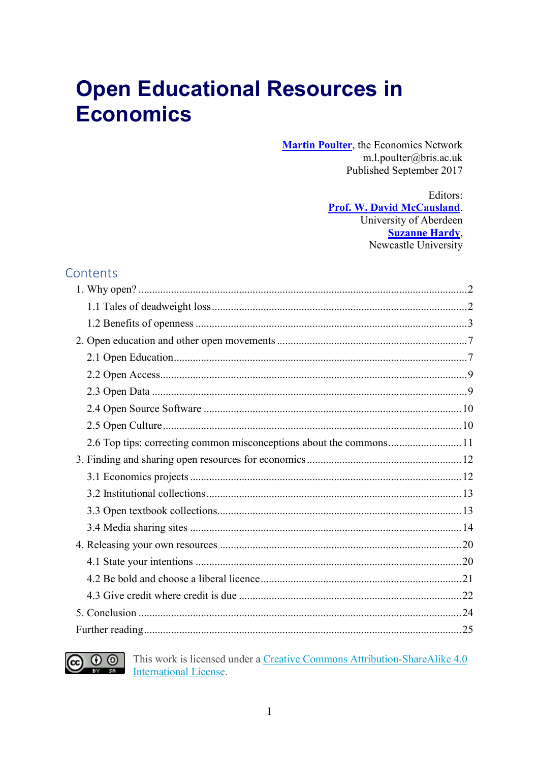# Open Educational Resources in Economics

**Martin Poulter**, the Economics Network
m.l.poulter@bris.ac.uk
Published September 2017

Editors:
**Prof. W. David McCausland**,
University of Aberdeen
**Suzanne Hardy**,
Newcastle University

## Contents

1. Why open? ........ 2
   - 1.1 Tales of deadweight loss ........ 2
   - 1.2 Benefits of openness ........ 3
2. Open education and other open movements ........ 7
   - 2.1 Open Education ........ 7
   - 2.2 Open Access ........ 9
   - 2.3 Open Data ........ 9
   - 2.4 Open Source Software ........ 10
   - 2.5 Open Culture ........ 10
   - 2.6 Top tips: correcting common misconceptions about the commons ........ 11
3. Finding and sharing open resources for economics ........ 12
   - 3.1 Economics projects ........ 12
   - 3.2 Institutional collections ........ 13
   - 3.3 Open textbook collections ........ 13
   - 3.4 Media sharing sites ........ 14
4. Releasing your own resources ........ 20
   - 4.1 State your intentions ........ 20
   - 4.2 Be bold and choose a liberal licence ........ 21
   - 4.3 Give credit where credit is due ........ 22
5. Conclusion ........ 24

Further reading ........ 25

This work is licensed under a Creative Commons Attribution-ShareAlike 4.0 International License.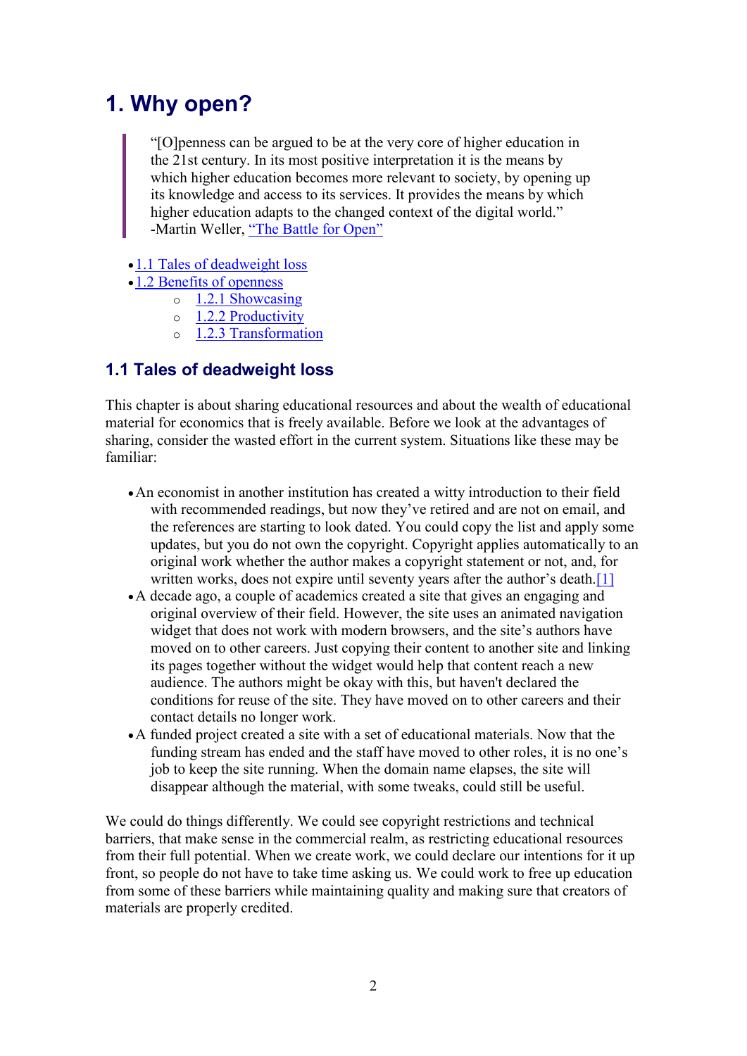# 1. Why open?

> "[O]penness can be argued to be at the very core of higher education in the 21st century. In its most positive interpretation it is the means by which higher education becomes more relevant to society, by opening up its knowledge and access to its services. It provides the means by which higher education adapts to the changed context of the digital world."
> -Martin Weller, "The Battle for Open"

- 1.1 Tales of deadweight loss
- 1.2 Benefits of openness
    - 1.2.1 Showcasing
    - 1.2.2 Productivity
    - 1.2.3 Transformation

## 1.1 Tales of deadweight loss

This chapter is about sharing educational resources and about the wealth of educational material for economics that is freely available. Before we look at the advantages of sharing, consider the wasted effort in the current system. Situations like these may be familiar:

- An economist in another institution has created a witty introduction to their field with recommended readings, but now they've retired and are not on email, and the references are starting to look dated. You could copy the list and apply some updates, but you do not own the copyright. Copyright applies automatically to an original work whether the author makes a copyright statement or not, and, for written works, does not expire until seventy years after the author's death.[1]
- A decade ago, a couple of academics created a site that gives an engaging and original overview of their field. However, the site uses an animated navigation widget that does not work with modern browsers, and the site's authors have moved on to other careers. Just copying their content to another site and linking its pages together without the widget would help that content reach a new audience. The authors might be okay with this, but haven't declared the conditions for reuse of the site. They have moved on to other careers and their contact details no longer work.
- A funded project created a site with a set of educational materials. Now that the funding stream has ended and the staff have moved to other roles, it is no one's job to keep the site running. When the domain name elapses, the site will disappear although the material, with some tweaks, could still be useful.

We could do things differently. We could see copyright restrictions and technical barriers, that make sense in the commercial realm, as restricting educational resources from their full potential. When we create work, we could declare our intentions for it up front, so people do not have to take time asking us. We could work to free up education from some of these barriers while maintaining quality and making sure that creators of materials are properly credited.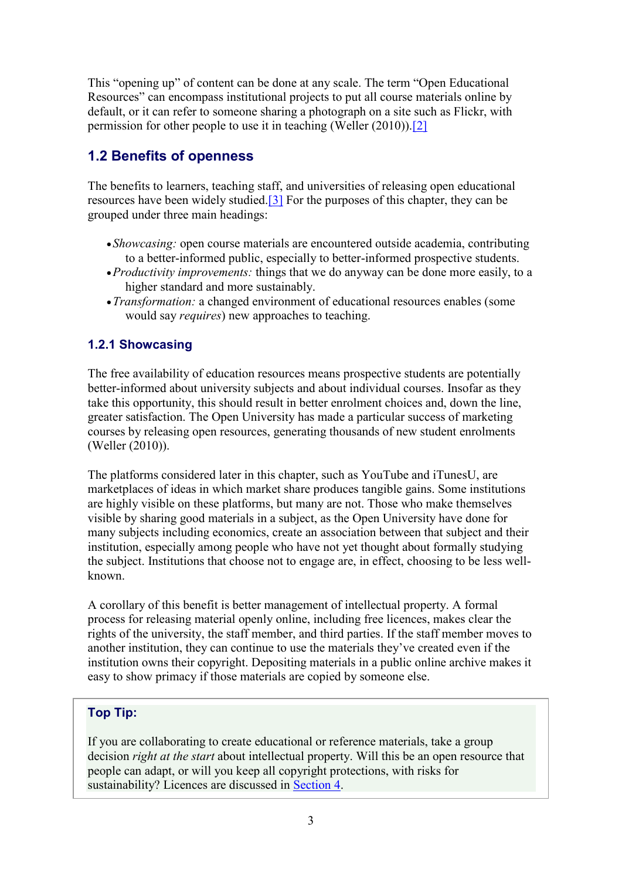This "opening up" of content can be done at any scale. The term "Open Educational Resources" can encompass institutional projects to put all course materials online by default, or it can refer to someone sharing a photograph on a site such as Flickr, with permission for other people to use it in teaching (Weller (2010)).[2]

## 1.2 Benefits of openness

The benefits to learners, teaching staff, and universities of releasing open educational resources have been widely studied.[3] For the purposes of this chapter, they can be grouped under three main headings:

- *Showcasing:* open course materials are encountered outside academia, contributing to a better-informed public, especially to better-informed prospective students.
- *Productivity improvements:* things that we do anyway can be done more easily, to a higher standard and more sustainably.
- *Transformation:* a changed environment of educational resources enables (some would say *requires*) new approaches to teaching.

### 1.2.1 Showcasing

The free availability of education resources means prospective students are potentially better-informed about university subjects and about individual courses. Insofar as they take this opportunity, this should result in better enrolment choices and, down the line, greater satisfaction. The Open University has made a particular success of marketing courses by releasing open resources, generating thousands of new student enrolments (Weller (2010)).

The platforms considered later in this chapter, such as YouTube and iTunesU, are marketplaces of ideas in which market share produces tangible gains. Some institutions are highly visible on these platforms, but many are not. Those who make themselves visible by sharing good materials in a subject, as the Open University have done for many subjects including economics, create an association between that subject and their institution, especially among people who have not yet thought about formally studying the subject. Institutions that choose not to engage are, in effect, choosing to be less well-known.

A corollary of this benefit is better management of intellectual property. A formal process for releasing material openly online, including free licences, makes clear the rights of the university, the staff member, and third parties. If the staff member moves to another institution, they can continue to use the materials they've created even if the institution owns their copyright. Depositing materials in a public online archive makes it easy to show primacy if those materials are copied by someone else.

> **Top Tip:**
>
> If you are collaborating to create educational or reference materials, take a group decision *right at the start* about intellectual property. Will this be an open resource that people can adapt, or will you keep all copyright protections, with risks for sustainability? Licences are discussed in Section 4.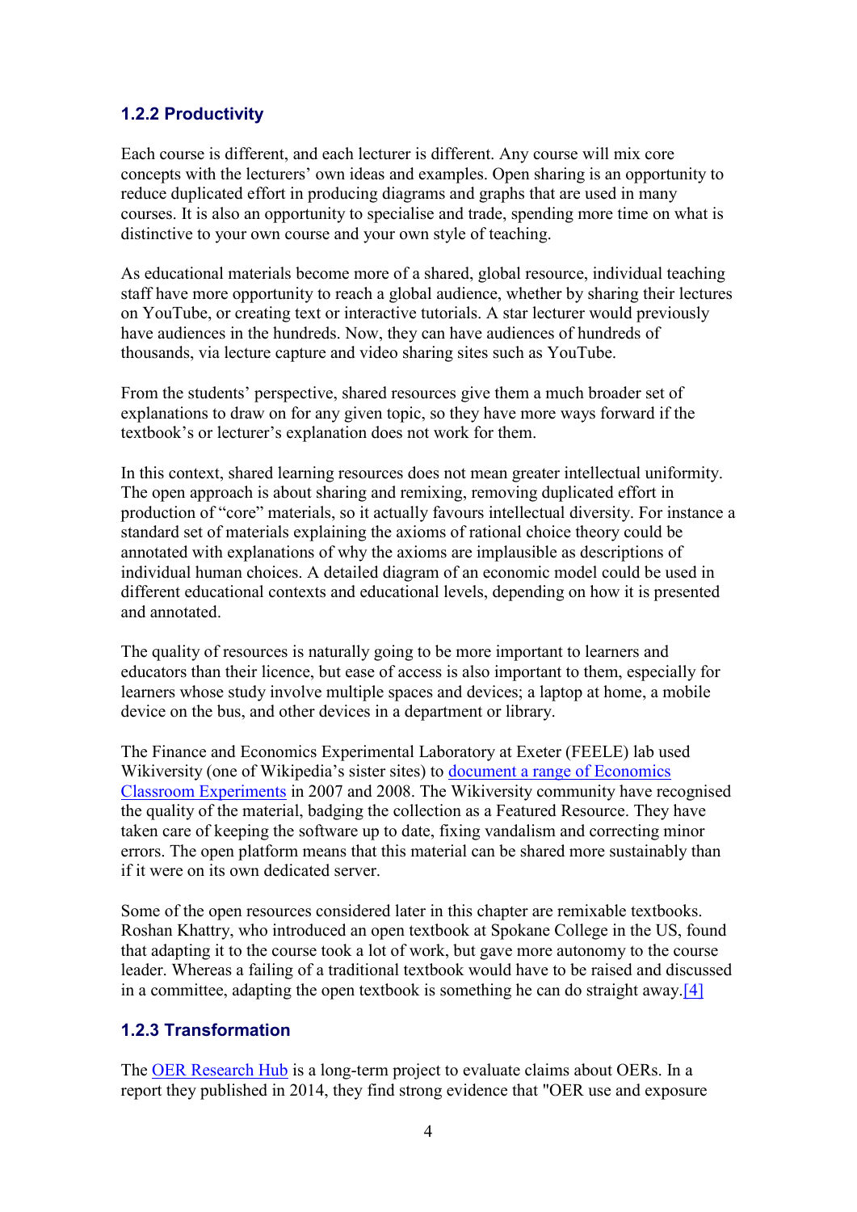### 1.2.2 Productivity

Each course is different, and each lecturer is different. Any course will mix core concepts with the lecturers' own ideas and examples. Open sharing is an opportunity to reduce duplicated effort in producing diagrams and graphs that are used in many courses. It is also an opportunity to specialise and trade, spending more time on what is distinctive to your own course and your own style of teaching.

As educational materials become more of a shared, global resource, individual teaching staff have more opportunity to reach a global audience, whether by sharing their lectures on YouTube, or creating text or interactive tutorials. A star lecturer would previously have audiences in the hundreds. Now, they can have audiences of hundreds of thousands, via lecture capture and video sharing sites such as YouTube.

From the students' perspective, shared resources give them a much broader set of explanations to draw on for any given topic, so they have more ways forward if the textbook's or lecturer's explanation does not work for them.

In this context, shared learning resources does not mean greater intellectual uniformity. The open approach is about sharing and remixing, removing duplicated effort in production of "core" materials, so it actually favours intellectual diversity. For instance a standard set of materials explaining the axioms of rational choice theory could be annotated with explanations of why the axioms are implausible as descriptions of individual human choices. A detailed diagram of an economic model could be used in different educational contexts and educational levels, depending on how it is presented and annotated.

The quality of resources is naturally going to be more important to learners and educators than their licence, but ease of access is also important to them, especially for learners whose study involve multiple spaces and devices; a laptop at home, a mobile device on the bus, and other devices in a department or library.

The Finance and Economics Experimental Laboratory at Exeter (FEELE) lab used Wikiversity (one of Wikipedia's sister sites) to document a range of Economics Classroom Experiments in 2007 and 2008. The Wikiversity community have recognised the quality of the material, badging the collection as a Featured Resource. They have taken care of keeping the software up to date, fixing vandalism and correcting minor errors. The open platform means that this material can be shared more sustainably than if it were on its own dedicated server.

Some of the open resources considered later in this chapter are remixable textbooks. Roshan Khattry, who introduced an open textbook at Spokane College in the US, found that adapting it to the course took a lot of work, but gave more autonomy to the course leader. Whereas a failing of a traditional textbook would have to be raised and discussed in a committee, adapting the open textbook is something he can do straight away.[4]

### 1.2.3 Transformation

The OER Research Hub is a long-term project to evaluate claims about OERs. In a report they published in 2014, they find strong evidence that "OER use and exposure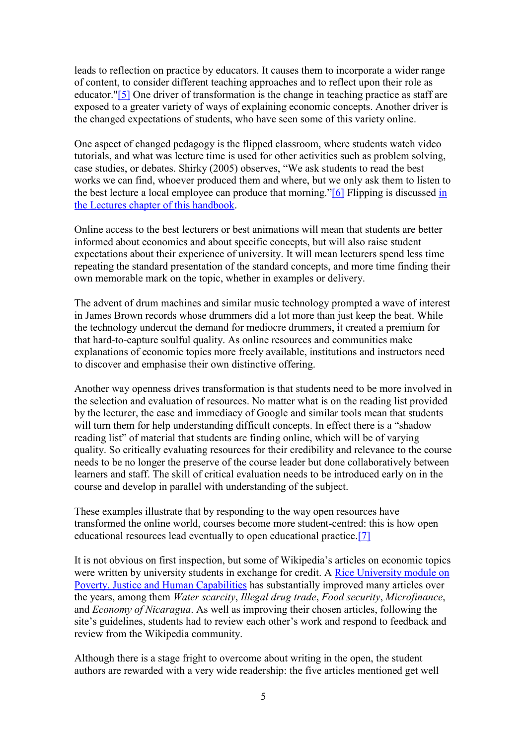leads to reflection on practice by educators. It causes them to incorporate a wider range of content, to consider different teaching approaches and to reflect upon their role as educator."[5] One driver of transformation is the change in teaching practice as staff are exposed to a greater variety of ways of explaining economic concepts. Another driver is the changed expectations of students, who have seen some of this variety online.

One aspect of changed pedagogy is the flipped classroom, where students watch video tutorials, and what was lecture time is used for other activities such as problem solving, case studies, or debates. Shirky (2005) observes, “We ask students to read the best works we can find, whoever produced them and where, but we only ask them to listen to the best lecture a local employee can produce that morning.”[6] Flipping is discussed in the Lectures chapter of this handbook.

Online access to the best lecturers or best animations will mean that students are better informed about economics and about specific concepts, but will also raise student expectations about their experience of university. It will mean lecturers spend less time repeating the standard presentation of the standard concepts, and more time finding their own memorable mark on the topic, whether in examples or delivery.

The advent of drum machines and similar music technology prompted a wave of interest in James Brown records whose drummers did a lot more than just keep the beat. While the technology undercut the demand for mediocre drummers, it created a premium for that hard-to-capture soulful quality. As online resources and communities make explanations of economic topics more freely available, institutions and instructors need to discover and emphasise their own distinctive offering.

Another way openness drives transformation is that students need to be more involved in the selection and evaluation of resources. No matter what is on the reading list provided by the lecturer, the ease and immediacy of Google and similar tools mean that students will turn them for help understanding difficult concepts. In effect there is a “shadow reading list” of material that students are finding online, which will be of varying quality. So critically evaluating resources for their credibility and relevance to the course needs to be no longer the preserve of the course leader but done collaboratively between learners and staff. The skill of critical evaluation needs to be introduced early on in the course and develop in parallel with understanding of the subject.

These examples illustrate that by responding to the way open resources have transformed the online world, courses become more student-centred: this is how open educational resources lead eventually to open educational practice.[7]

It is not obvious on first inspection, but some of Wikipedia’s articles on economic topics were written by university students in exchange for credit. A Rice University module on Poverty, Justice and Human Capabilities has substantially improved many articles over the years, among them *Water scarcity*, *Illegal drug trade*, *Food security*, *Microfinance*, and *Economy of Nicaragua*. As well as improving their chosen articles, following the site’s guidelines, students had to review each other’s work and respond to feedback and review from the Wikipedia community.

Although there is a stage fright to overcome about writing in the open, the student authors are rewarded with a very wide readership: the five articles mentioned get well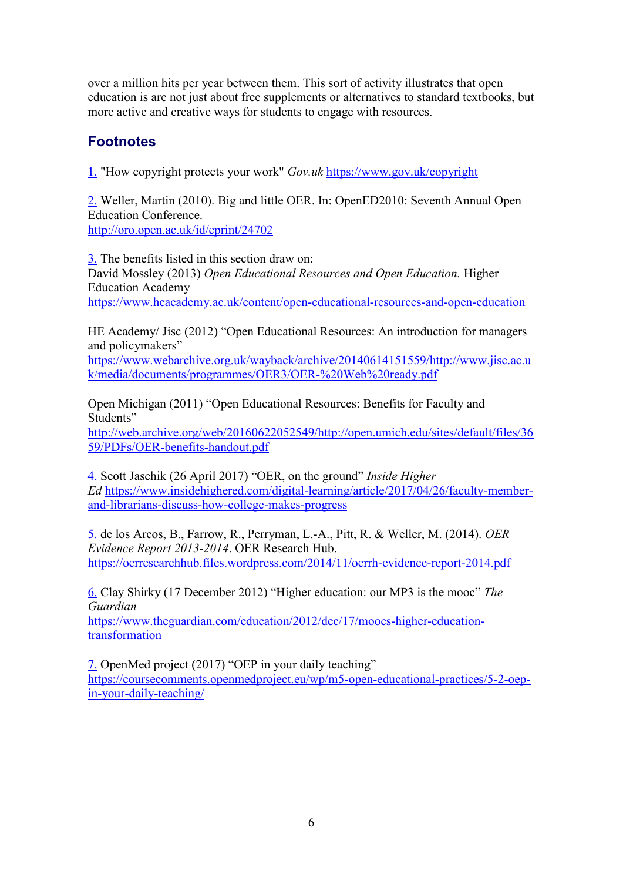over a million hits per year between them. This sort of activity illustrates that open education is are not just about free supplements or alternatives to standard textbooks, but more active and creative ways for students to engage with resources.

## Footnotes

1. "How copyright protects your work" *Gov.uk* https://www.gov.uk/copyright

2. Weller, Martin (2010). Big and little OER. In: OpenED2010: Seventh Annual Open Education Conference.
http://oro.open.ac.uk/id/eprint/24702

3. The benefits listed in this section draw on:
David Mossley (2013) *Open Educational Resources and Open Education.* Higher Education Academy
https://www.heacademy.ac.uk/content/open-educational-resources-and-open-education

HE Academy/ Jisc (2012) "Open Educational Resources: An introduction for managers and policymakers"
https://www.webarchive.org.uk/wayback/archive/20140614151559/http://www.jisc.ac.uk/media/documents/programmes/OER3/OER-%20Web%20ready.pdf

Open Michigan (2011) "Open Educational Resources: Benefits for Faculty and Students"
http://web.archive.org/web/20160622052549/http://open.umich.edu/sites/default/files/3659/PDFs/OER-benefits-handout.pdf

4. Scott Jaschik (26 April 2017) "OER, on the ground" *Inside Higher Ed* https://www.insidehighered.com/digital-learning/article/2017/04/26/faculty-member-and-librarians-discuss-how-college-makes-progress

5. de los Arcos, B., Farrow, R., Perryman, L.-A., Pitt, R. & Weller, M. (2014). *OER Evidence Report 2013-2014*. OER Research Hub.
https://oerresearchhub.files.wordpress.com/2014/11/oerrh-evidence-report-2014.pdf

6. Clay Shirky (17 December 2012) "Higher education: our MP3 is the mooc" *The Guardian*
https://www.theguardian.com/education/2012/dec/17/moocs-higher-education-transformation

7. OpenMed project (2017) "OEP in your daily teaching"
https://coursecomments.openmedproject.eu/wp/m5-open-educational-practices/5-2-oep-in-your-daily-teaching/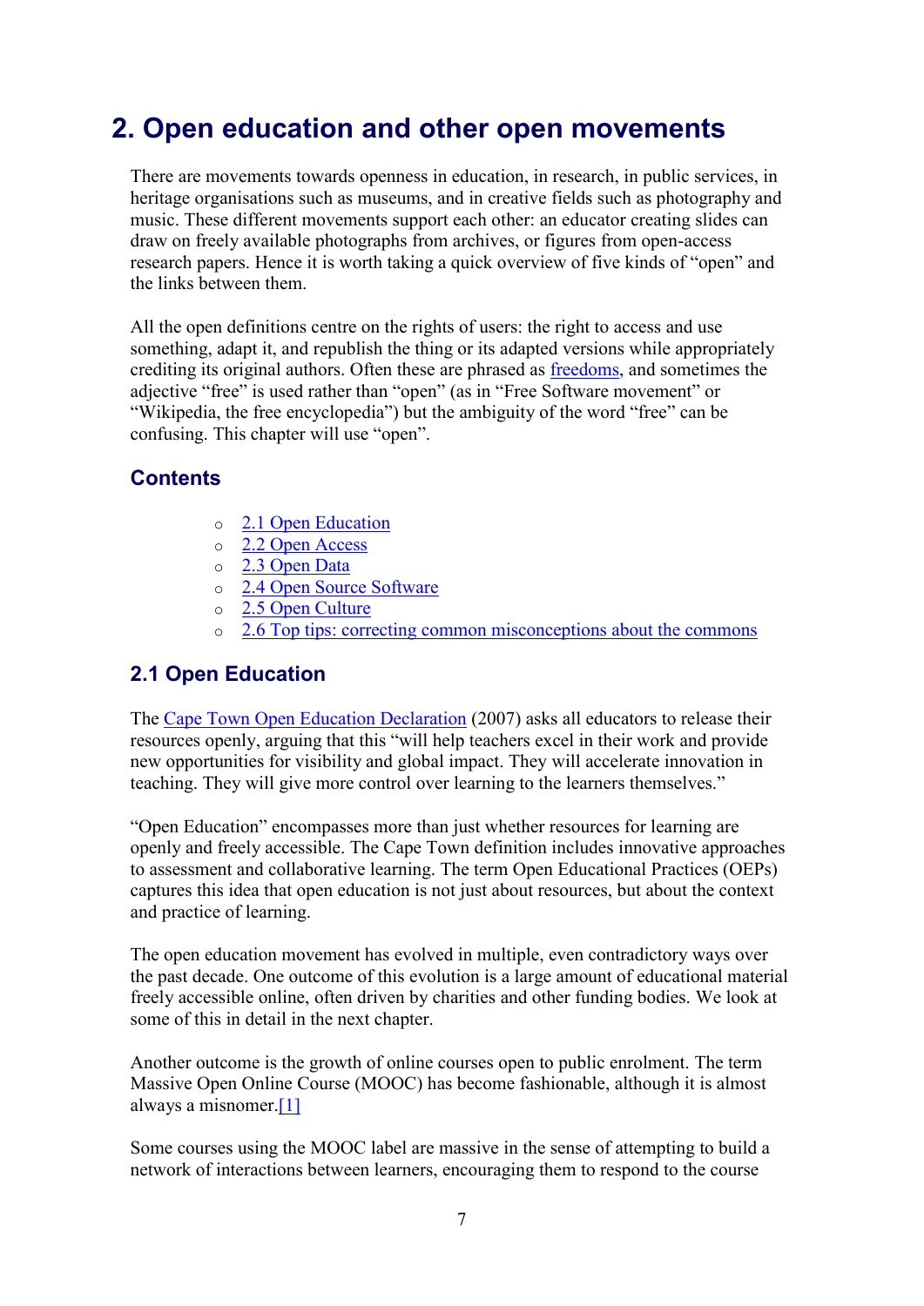# 2. Open education and other open movements

There are movements towards openness in education, in research, in public services, in heritage organisations such as museums, and in creative fields such as photography and music. These different movements support each other: an educator creating slides can draw on freely available photographs from archives, or figures from open-access research papers. Hence it is worth taking a quick overview of five kinds of "open" and the links between them.

All the open definitions centre on the rights of users: the right to access and use something, adapt it, and republish the thing or its adapted versions while appropriately crediting its original authors. Often these are phrased as freedoms, and sometimes the adjective "free" is used rather than "open" (as in "Free Software movement" or "Wikipedia, the free encyclopedia") but the ambiguity of the word "free" can be confusing. This chapter will use "open".

## Contents

- 2.1 Open Education
- 2.2 Open Access
- 2.3 Open Data
- 2.4 Open Source Software
- 2.5 Open Culture
- 2.6 Top tips: correcting common misconceptions about the commons

## 2.1 Open Education

The Cape Town Open Education Declaration (2007) asks all educators to release their resources openly, arguing that this "will help teachers excel in their work and provide new opportunities for visibility and global impact. They will accelerate innovation in teaching. They will give more control over learning to the learners themselves."

"Open Education" encompasses more than just whether resources for learning are openly and freely accessible. The Cape Town definition includes innovative approaches to assessment and collaborative learning. The term Open Educational Practices (OEPs) captures this idea that open education is not just about resources, but about the context and practice of learning.

The open education movement has evolved in multiple, even contradictory ways over the past decade. One outcome of this evolution is a large amount of educational material freely accessible online, often driven by charities and other funding bodies. We look at some of this in detail in the next chapter.

Another outcome is the growth of online courses open to public enrolment. The term Massive Open Online Course (MOOC) has become fashionable, although it is almost always a misnomer.[1]

Some courses using the MOOC label are massive in the sense of attempting to build a network of interactions between learners, encouraging them to respond to the course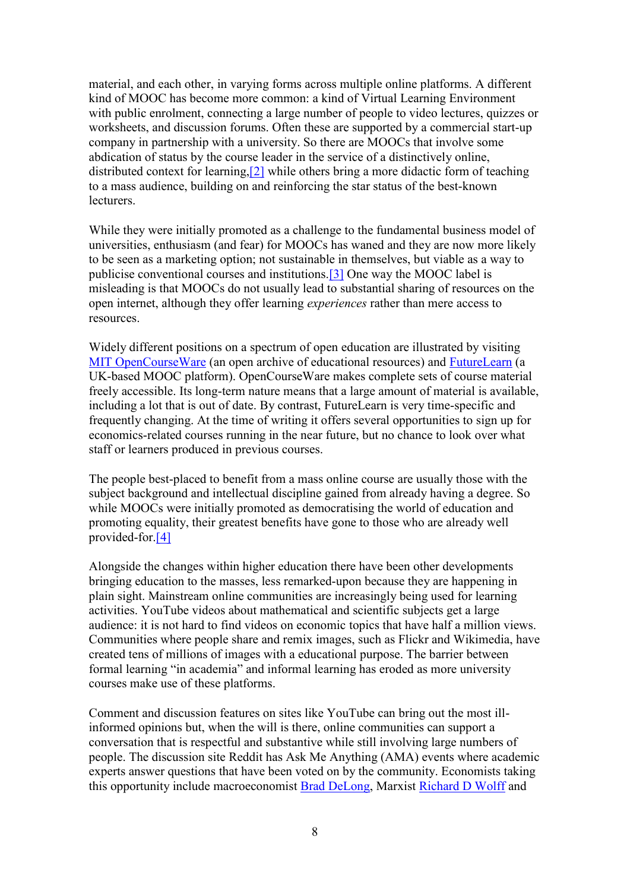material, and each other, in varying forms across multiple online platforms. A different kind of MOOC has become more common: a kind of Virtual Learning Environment with public enrolment, connecting a large number of people to video lectures, quizzes or worksheets, and discussion forums. Often these are supported by a commercial start-up company in partnership with a university. So there are MOOCs that involve some abdication of status by the course leader in the service of a distinctively online, distributed context for learning,[2] while others bring a more didactic form of teaching to a mass audience, building on and reinforcing the star status of the best-known lecturers.

While they were initially promoted as a challenge to the fundamental business model of universities, enthusiasm (and fear) for MOOCs has waned and they are now more likely to be seen as a marketing option; not sustainable in themselves, but viable as a way to publicise conventional courses and institutions.[3] One way the MOOC label is misleading is that MOOCs do not usually lead to substantial sharing of resources on the open internet, although they offer learning *experiences* rather than mere access to resources.

Widely different positions on a spectrum of open education are illustrated by visiting MIT OpenCourseWare (an open archive of educational resources) and FutureLearn (a UK-based MOOC platform). OpenCourseWare makes complete sets of course material freely accessible. Its long-term nature means that a large amount of material is available, including a lot that is out of date. By contrast, FutureLearn is very time-specific and frequently changing. At the time of writing it offers several opportunities to sign up for economics-related courses running in the near future, but no chance to look over what staff or learners produced in previous courses.

The people best-placed to benefit from a mass online course are usually those with the subject background and intellectual discipline gained from already having a degree. So while MOOCs were initially promoted as democratising the world of education and promoting equality, their greatest benefits have gone to those who are already well provided-for.[4]

Alongside the changes within higher education there have been other developments bringing education to the masses, less remarked-upon because they are happening in plain sight. Mainstream online communities are increasingly being used for learning activities. YouTube videos about mathematical and scientific subjects get a large audience: it is not hard to find videos on economic topics that have half a million views. Communities where people share and remix images, such as Flickr and Wikimedia, have created tens of millions of images with a educational purpose. The barrier between formal learning "in academia" and informal learning has eroded as more university courses make use of these platforms.

Comment and discussion features on sites like YouTube can bring out the most ill-informed opinions but, when the will is there, online communities can support a conversation that is respectful and substantive while still involving large numbers of people. The discussion site Reddit has Ask Me Anything (AMA) events where academic experts answer questions that have been voted on by the community. Economists taking this opportunity include macroeconomist Brad DeLong, Marxist Richard D Wolff and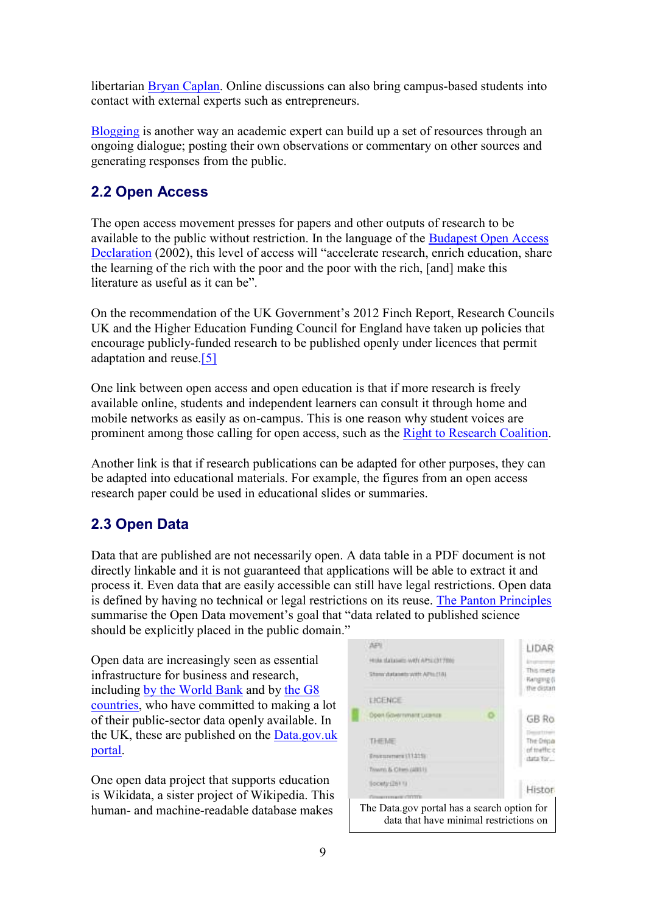libertarian Bryan Caplan. Online discussions can also bring campus-based students into contact with external experts such as entrepreneurs.

Blogging is another way an academic expert can build up a set of resources through an ongoing dialogue; posting their own observations or commentary on other sources and generating responses from the public.

## 2.2 Open Access

The open access movement presses for papers and other outputs of research to be available to the public without restriction. In the language of the Budapest Open Access Declaration (2002), this level of access will "accelerate research, enrich education, share the learning of the rich with the poor and the poor with the rich, [and] make this literature as useful as it can be".

On the recommendation of the UK Government's 2012 Finch Report, Research Councils UK and the Higher Education Funding Council for England have taken up policies that encourage publicly-funded research to be published openly under licences that permit adaptation and reuse.[5]

One link between open access and open education is that if more research is freely available online, students and independent learners can consult it through home and mobile networks as easily as on-campus. This is one reason why student voices are prominent among those calling for open access, such as the Right to Research Coalition.

Another link is that if research publications can be adapted for other purposes, they can be adapted into educational materials. For example, the figures from an open access research paper could be used in educational slides or summaries.

## 2.3 Open Data

Data that are published are not necessarily open. A data table in a PDF document is not directly linkable and it is not guaranteed that applications will be able to extract it and process it. Even data that are easily accessible can still have legal restrictions. Open data is defined by having no technical or legal restrictions on its reuse. The Panton Principles summarise the Open Data movement's goal that "data related to published science should be explicitly placed in the public domain."

Open data are increasingly seen as essential infrastructure for business and research, including by the World Bank and by the G8 countries, who have committed to making a lot of their public-sector data openly available. In the UK, these are published on the Data.gov.uk portal.

The Data.gov portal has a search option for data that have minimal restrictions on

One open data project that supports education is Wikidata, a sister project of Wikipedia. This human- and machine-readable database makes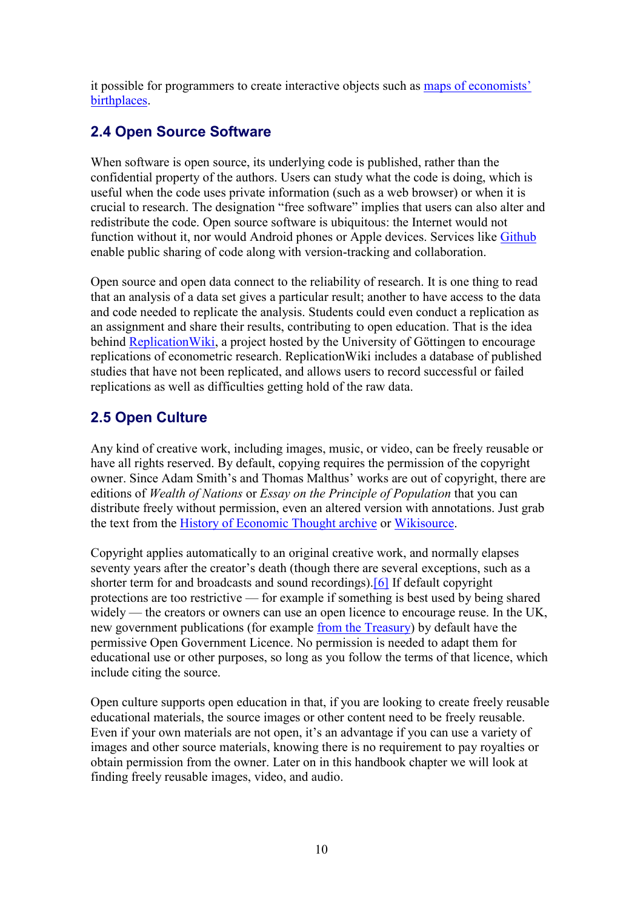it possible for programmers to create interactive objects such as maps of economists' birthplaces.

## 2.4 Open Source Software

When software is open source, its underlying code is published, rather than the confidential property of the authors. Users can study what the code is doing, which is useful when the code uses private information (such as a web browser) or when it is crucial to research. The designation "free software" implies that users can also alter and redistribute the code. Open source software is ubiquitous: the Internet would not function without it, nor would Android phones or Apple devices. Services like Github enable public sharing of code along with version-tracking and collaboration.

Open source and open data connect to the reliability of research. It is one thing to read that an analysis of a data set gives a particular result; another to have access to the data and code needed to replicate the analysis. Students could even conduct a replication as an assignment and share their results, contributing to open education. That is the idea behind ReplicationWiki, a project hosted by the University of Göttingen to encourage replications of econometric research. ReplicationWiki includes a database of published studies that have not been replicated, and allows users to record successful or failed replications as well as difficulties getting hold of the raw data.

## 2.5 Open Culture

Any kind of creative work, including images, music, or video, can be freely reusable or have all rights reserved. By default, copying requires the permission of the copyright owner. Since Adam Smith's and Thomas Malthus' works are out of copyright, there are editions of *Wealth of Nations* or *Essay on the Principle of Population* that you can distribute freely without permission, even an altered version with annotations. Just grab the text from the History of Economic Thought archive or Wikisource.

Copyright applies automatically to an original creative work, and normally elapses seventy years after the creator's death (though there are several exceptions, such as a shorter term for and broadcasts and sound recordings).[6] If default copyright protections are too restrictive — for example if something is best used by being shared widely — the creators or owners can use an open licence to encourage reuse. In the UK, new government publications (for example from the Treasury) by default have the permissive Open Government Licence. No permission is needed to adapt them for educational use or other purposes, so long as you follow the terms of that licence, which include citing the source.

Open culture supports open education in that, if you are looking to create freely reusable educational materials, the source images or other content need to be freely reusable. Even if your own materials are not open, it's an advantage if you can use a variety of images and other source materials, knowing there is no requirement to pay royalties or obtain permission from the owner. Later on in this handbook chapter we will look at finding freely reusable images, video, and audio.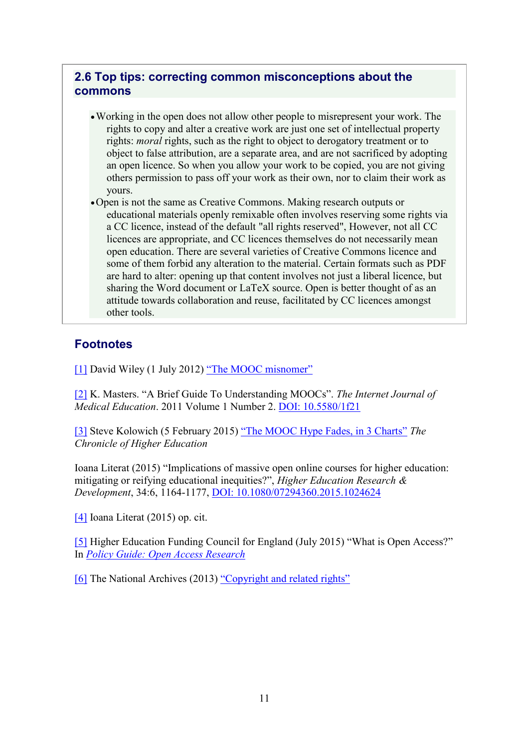## 2.6 Top tips: correcting common misconceptions about the commons

- Working in the open does not allow other people to misrepresent your work. The rights to copy and alter a creative work are just one set of intellectual property rights: *moral* rights, such as the right to object to derogatory treatment or to object to false attribution, are a separate area, and are not sacrificed by adopting an open licence. So when you allow your work to be copied, you are not giving others permission to pass off your work as their own, nor to claim their work as yours.
- Open is not the same as Creative Commons. Making research outputs or educational materials openly remixable often involves reserving some rights via a CC licence, instead of the default "all rights reserved", However, not all CC licences are appropriate, and CC licences themselves do not necessarily mean open education. There are several varieties of Creative Commons licence and some of them forbid any alteration to the material. Certain formats such as PDF are hard to alter: opening up that content involves not just a liberal licence, but sharing the Word document or LaTeX source. Open is better thought of as an attitude towards collaboration and reuse, facilitated by CC licences amongst other tools.

## Footnotes

[1] David Wiley (1 July 2012) "The MOOC misnomer"

[2] K. Masters. "A Brief Guide To Understanding MOOCs". *The Internet Journal of Medical Education*. 2011 Volume 1 Number 2. DOI: 10.5580/1f21

[3] Steve Kolowich (5 February 2015) "The MOOC Hype Fades, in 3 Charts" *The Chronicle of Higher Education*

Ioana Literat (2015) "Implications of massive open online courses for higher education: mitigating or reifying educational inequities?", *Higher Education Research & Development*, 34:6, 1164-1177, DOI: 10.1080/07294360.2015.1024624

[4] Ioana Literat (2015) op. cit.

[5] Higher Education Funding Council for England (July 2015) "What is Open Access?" In *Policy Guide: Open Access Research*

[6] The National Archives (2013) "Copyright and related rights"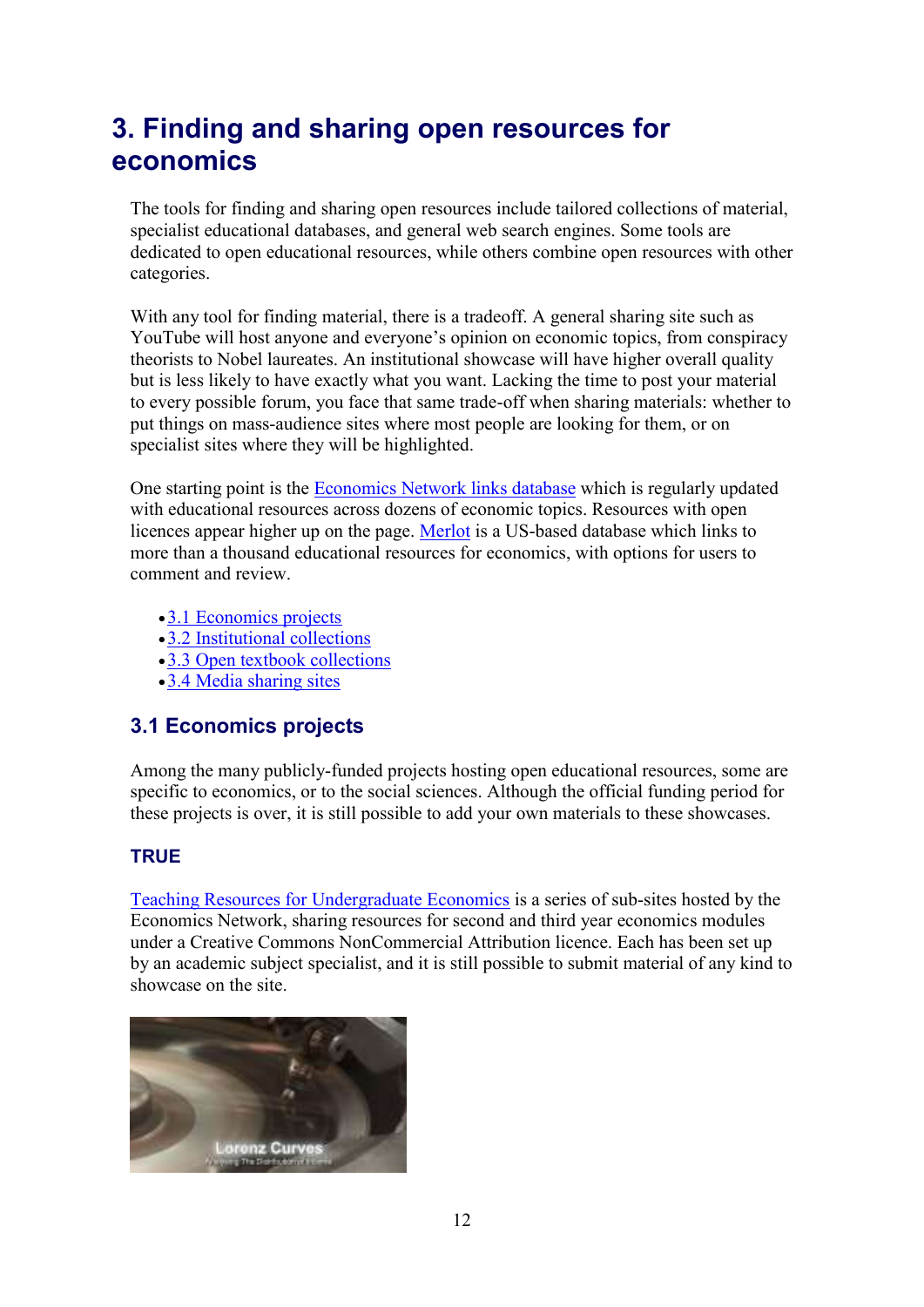# 3. Finding and sharing open resources for economics

The tools for finding and sharing open resources include tailored collections of material, specialist educational databases, and general web search engines. Some tools are dedicated to open educational resources, while others combine open resources with other categories.

With any tool for finding material, there is a tradeoff. A general sharing site such as YouTube will host anyone and everyone's opinion on economic topics, from conspiracy theorists to Nobel laureates. An institutional showcase will have higher overall quality but is less likely to have exactly what you want. Lacking the time to post your material to every possible forum, you face that same trade-off when sharing materials: whether to put things on mass-audience sites where most people are looking for them, or on specialist sites where they will be highlighted.

One starting point is the Economics Network links database which is regularly updated with educational resources across dozens of economic topics. Resources with open licences appear higher up on the page. Merlot is a US-based database which links to more than a thousand educational resources for economics, with options for users to comment and review.

- 3.1 Economics projects
- 3.2 Institutional collections
- 3.3 Open textbook collections
- 3.4 Media sharing sites

## 3.1 Economics projects

Among the many publicly-funded projects hosting open educational resources, some are specific to economics, or to the social sciences. Although the official funding period for these projects is over, it is still possible to add your own materials to these showcases.

### TRUE

Teaching Resources for Undergraduate Economics is a series of sub-sites hosted by the Economics Network, sharing resources for second and third year economics modules under a Creative Commons NonCommercial Attribution licence. Each has been set up by an academic subject specialist, and it is still possible to submit material of any kind to showcase on the site.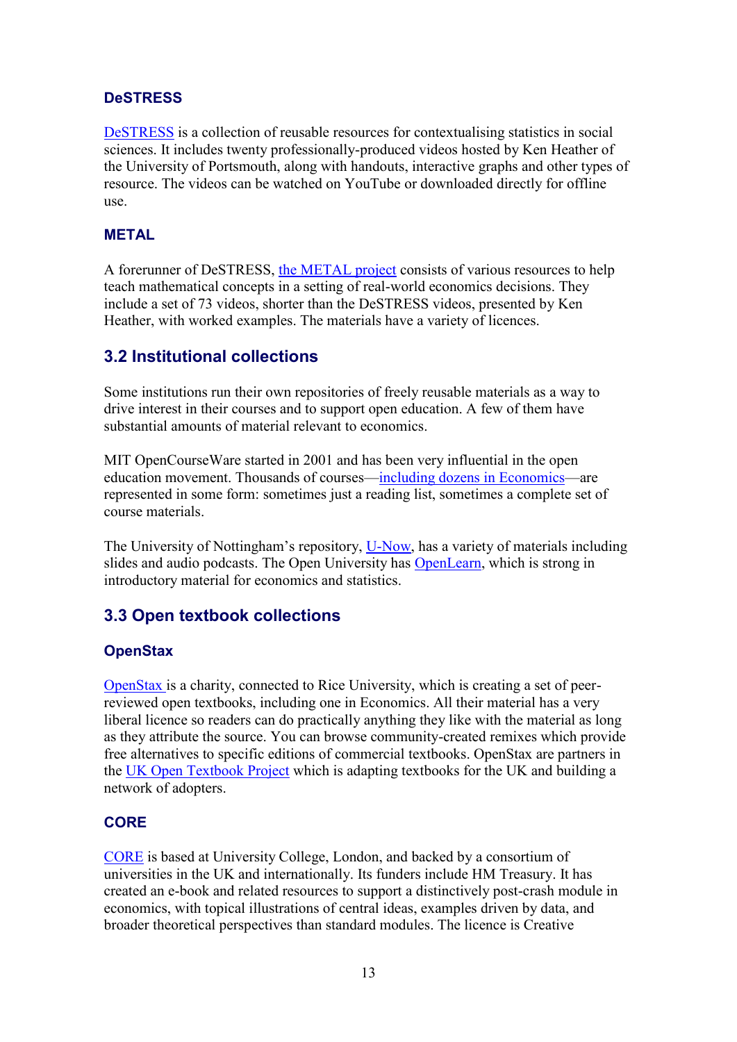### DeSTRESS

DeSTRESS is a collection of reusable resources for contextualising statistics in social sciences. It includes twenty professionally-produced videos hosted by Ken Heather of the University of Portsmouth, along with handouts, interactive graphs and other types of resource. The videos can be watched on YouTube or downloaded directly for offline use.

### METAL

A forerunner of DeSTRESS, the METAL project consists of various resources to help teach mathematical concepts in a setting of real-world economics decisions. They include a set of 73 videos, shorter than the DeSTRESS videos, presented by Ken Heather, with worked examples. The materials have a variety of licences.

## 3.2 Institutional collections

Some institutions run their own repositories of freely reusable materials as a way to drive interest in their courses and to support open education. A few of them have substantial amounts of material relevant to economics.

MIT OpenCourseWare started in 2001 and has been very influential in the open education movement. Thousands of courses—including dozens in Economics—are represented in some form: sometimes just a reading list, sometimes a complete set of course materials.

The University of Nottingham's repository, U-Now, has a variety of materials including slides and audio podcasts. The Open University has OpenLearn, which is strong in introductory material for economics and statistics.

## 3.3 Open textbook collections

### OpenStax

OpenStax is a charity, connected to Rice University, which is creating a set of peer-reviewed open textbooks, including one in Economics. All their material has a very liberal licence so readers can do practically anything they like with the material as long as they attribute the source. You can browse community-created remixes which provide free alternatives to specific editions of commercial textbooks. OpenStax are partners in the UK Open Textbook Project which is adapting textbooks for the UK and building a network of adopters.

### CORE

CORE is based at University College, London, and backed by a consortium of universities in the UK and internationally. Its funders include HM Treasury. It has created an e-book and related resources to support a distinctively post-crash module in economics, with topical illustrations of central ideas, examples driven by data, and broader theoretical perspectives than standard modules. The licence is Creative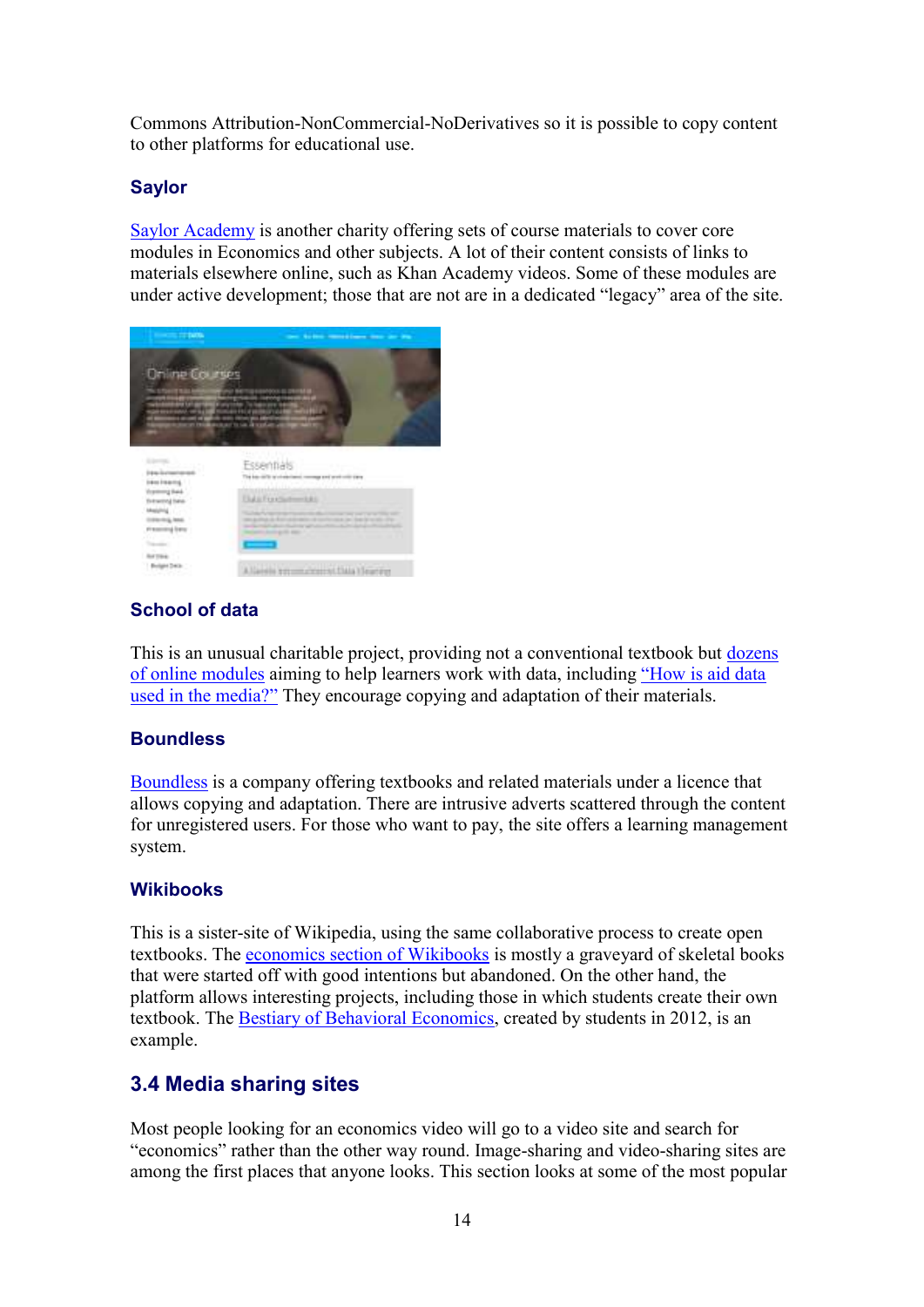Commons Attribution-NonCommercial-NoDerivatives so it is possible to copy content to other platforms for educational use.

### Saylor

Saylor Academy is another charity offering sets of course materials to cover core modules in Economics and other subjects. A lot of their content consists of links to materials elsewhere online, such as Khan Academy videos. Some of these modules are under active development; those that are not are in a dedicated "legacy" area of the site.

### School of data

This is an unusual charitable project, providing not a conventional textbook but dozens of online modules aiming to help learners work with data, including "How is aid data used in the media?" They encourage copying and adaptation of their materials.

### Boundless

Boundless is a company offering textbooks and related materials under a licence that allows copying and adaptation. There are intrusive adverts scattered through the content for unregistered users. For those who want to pay, the site offers a learning management system.

### Wikibooks

This is a sister-site of Wikipedia, using the same collaborative process to create open textbooks. The economics section of Wikibooks is mostly a graveyard of skeletal books that were started off with good intentions but abandoned. On the other hand, the platform allows interesting projects, including those in which students create their own textbook. The Bestiary of Behavioral Economics, created by students in 2012, is an example.

## 3.4 Media sharing sites

Most people looking for an economics video will go to a video site and search for "economics" rather than the other way round. Image-sharing and video-sharing sites are among the first places that anyone looks. This section looks at some of the most popular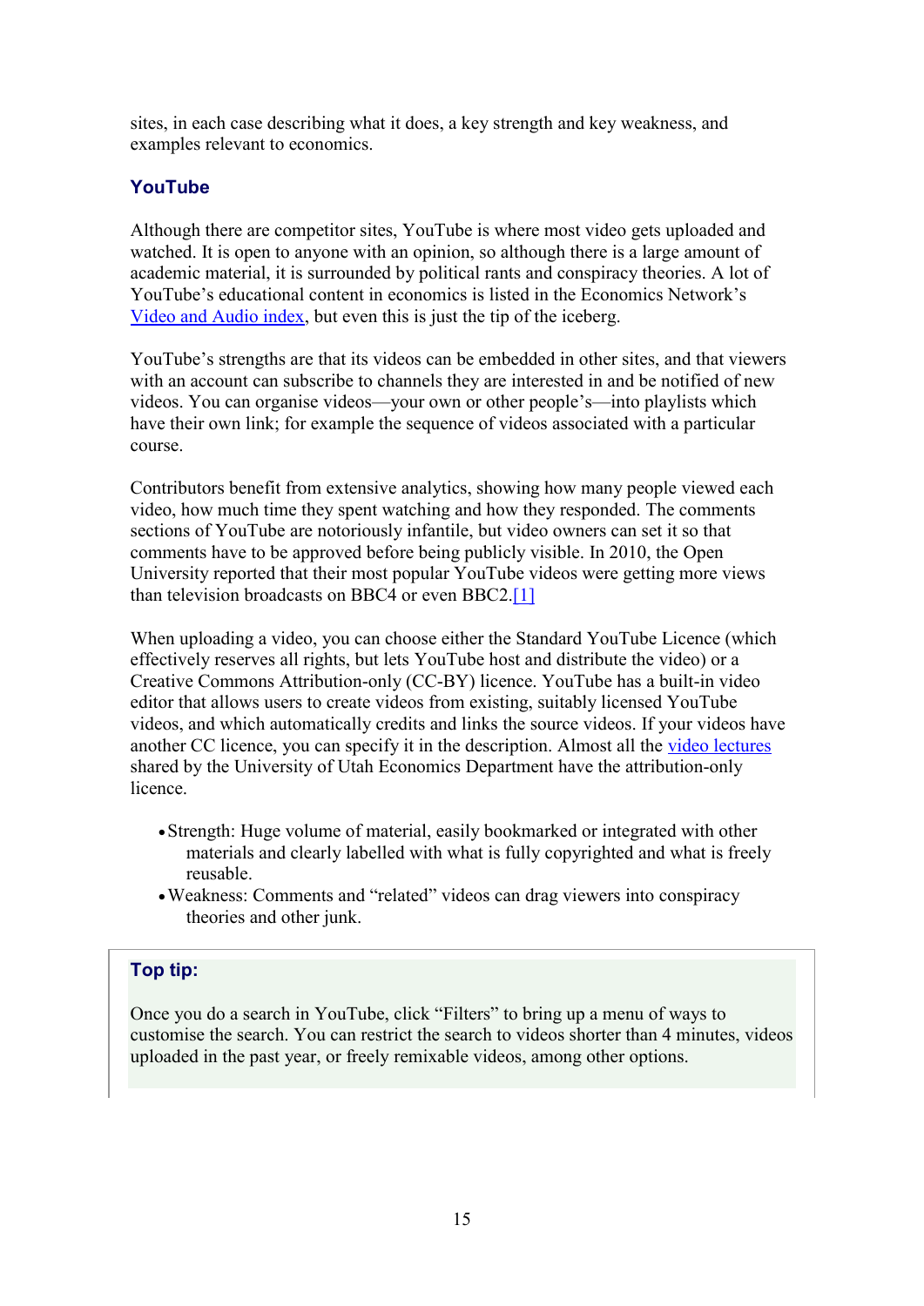sites, in each case describing what it does, a key strength and key weakness, and examples relevant to economics.

### YouTube

Although there are competitor sites, YouTube is where most video gets uploaded and watched. It is open to anyone with an opinion, so although there is a large amount of academic material, it is surrounded by political rants and conspiracy theories. A lot of YouTube's educational content in economics is listed in the Economics Network's Video and Audio index, but even this is just the tip of the iceberg.

YouTube's strengths are that its videos can be embedded in other sites, and that viewers with an account can subscribe to channels they are interested in and be notified of new videos. You can organise videos—your own or other people's—into playlists which have their own link; for example the sequence of videos associated with a particular course.

Contributors benefit from extensive analytics, showing how many people viewed each video, how much time they spent watching and how they responded. The comments sections of YouTube are notoriously infantile, but video owners can set it so that comments have to be approved before being publicly visible. In 2010, the Open University reported that their most popular YouTube videos were getting more views than television broadcasts on BBC4 or even BBC2.[1]

When uploading a video, you can choose either the Standard YouTube Licence (which effectively reserves all rights, but lets YouTube host and distribute the video) or a Creative Commons Attribution-only (CC-BY) licence. YouTube has a built-in video editor that allows users to create videos from existing, suitably licensed YouTube videos, and which automatically credits and links the source videos. If your videos have another CC licence, you can specify it in the description. Almost all the video lectures shared by the University of Utah Economics Department have the attribution-only licence.

- Strength: Huge volume of material, easily bookmarked or integrated with other materials and clearly labelled with what is fully copyrighted and what is freely reusable.
- Weakness: Comments and "related" videos can drag viewers into conspiracy theories and other junk.

> **Top tip:**
>
> Once you do a search in YouTube, click "Filters" to bring up a menu of ways to customise the search. You can restrict the search to videos shorter than 4 minutes, videos uploaded in the past year, or freely remixable videos, among other options.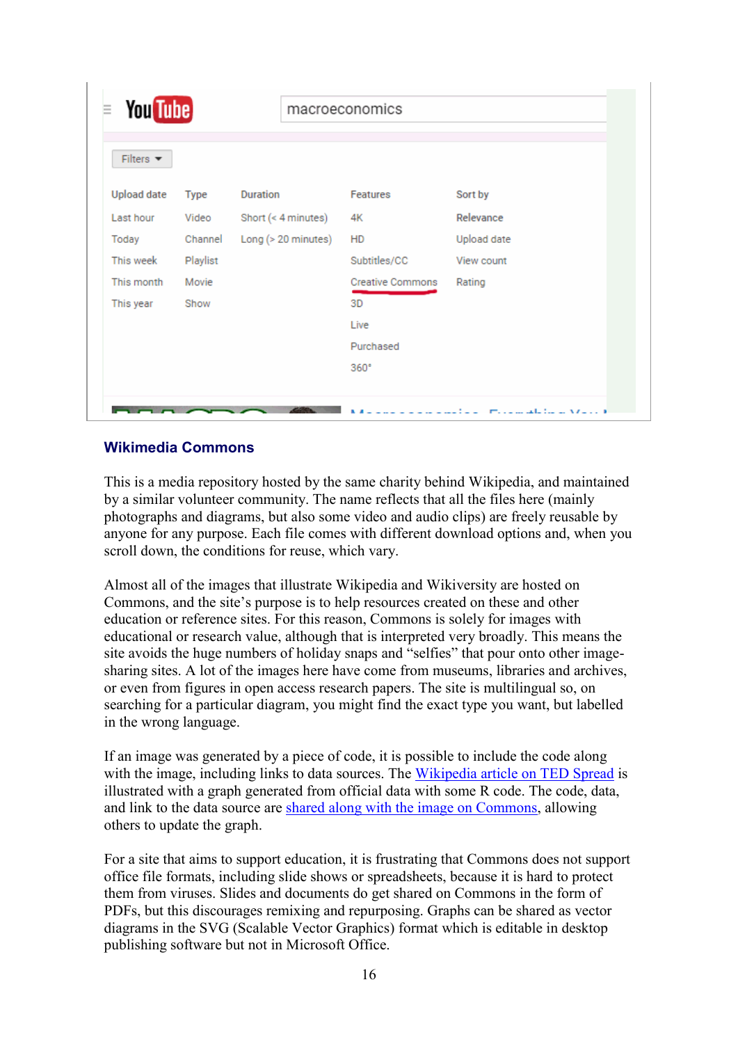## Wikimedia Commons

This is a media repository hosted by the same charity behind Wikipedia, and maintained by a similar volunteer community. The name reflects that all the files here (mainly photographs and diagrams, but also some video and audio clips) are freely reusable by anyone for any purpose. Each file comes with different download options and, when you scroll down, the conditions for reuse, which vary.

Almost all of the images that illustrate Wikipedia and Wikiversity are hosted on Commons, and the site's purpose is to help resources created on these and other education or reference sites. For this reason, Commons is solely for images with educational or research value, although that is interpreted very broadly. This means the site avoids the huge numbers of holiday snaps and "selfies" that pour onto other image-sharing sites. A lot of the images here have come from museums, libraries and archives, or even from figures in open access research papers. The site is multilingual so, on searching for a particular diagram, you might find the exact type you want, but labelled in the wrong language.

If an image was generated by a piece of code, it is possible to include the code along with the image, including links to data sources. The [Wikipedia article on TED Spread] is illustrated with a graph generated from official data with some R code. The code, data, and link to the data source are [shared along with the image on Commons], allowing others to update the graph.

For a site that aims to support education, it is frustrating that Commons does not support office file formats, including slide shows or spreadsheets, because it is hard to protect them from viruses. Slides and documents do get shared on Commons in the form of PDFs, but this discourages remixing and repurposing. Graphs can be shared as vector diagrams in the SVG (Scalable Vector Graphics) format which is editable in desktop publishing software but not in Microsoft Office.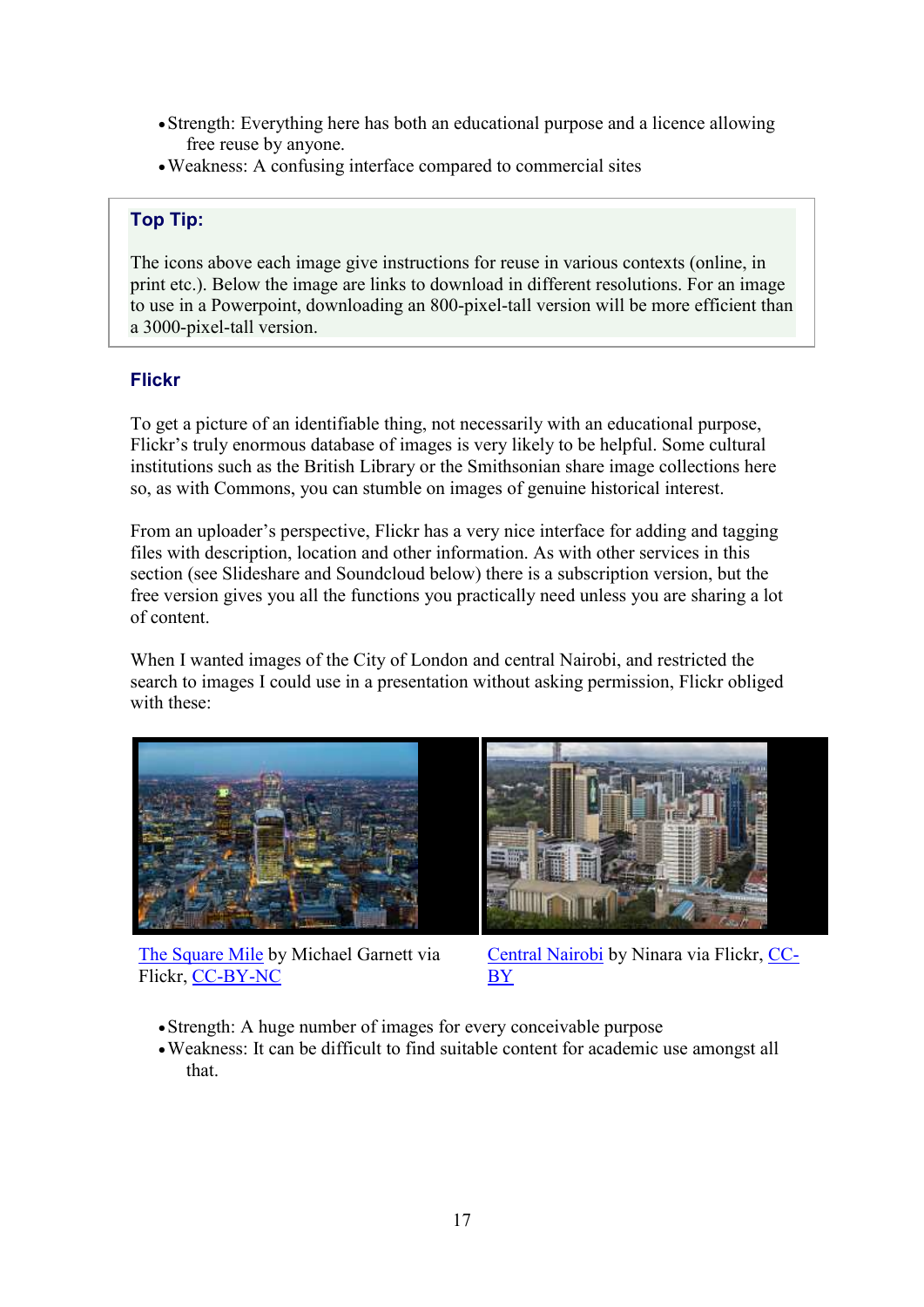- Strength: Everything here has both an educational purpose and a licence allowing free reuse by anyone.
- Weakness: A confusing interface compared to commercial sites

> **Top Tip:**
>
> The icons above each image give instructions for reuse in various contexts (online, in print etc.). Below the image are links to download in different resolutions. For an image to use in a Powerpoint, downloading an 800-pixel-tall version will be more efficient than a 3000-pixel-tall version.

### Flickr

To get a picture of an identifiable thing, not necessarily with an educational purpose, Flickr's truly enormous database of images is very likely to be helpful. Some cultural institutions such as the British Library or the Smithsonian share image collections here so, as with Commons, you can stumble on images of genuine historical interest.

From an uploader's perspective, Flickr has a very nice interface for adding and tagging files with description, location and other information. As with other services in this section (see Slideshare and Soundcloud below) there is a subscription version, but the free version gives you all the functions you practically need unless you are sharing a lot of content.

When I wanted images of the City of London and central Nairobi, and restricted the search to images I could use in a presentation without asking permission, Flickr obliged with these:

The Square Mile by Michael Garnett via Flickr, CC-BY-NC

Central Nairobi by Ninara via Flickr, CC-BY

- Strength: A huge number of images for every conceivable purpose
- Weakness: It can be difficult to find suitable content for academic use amongst all that.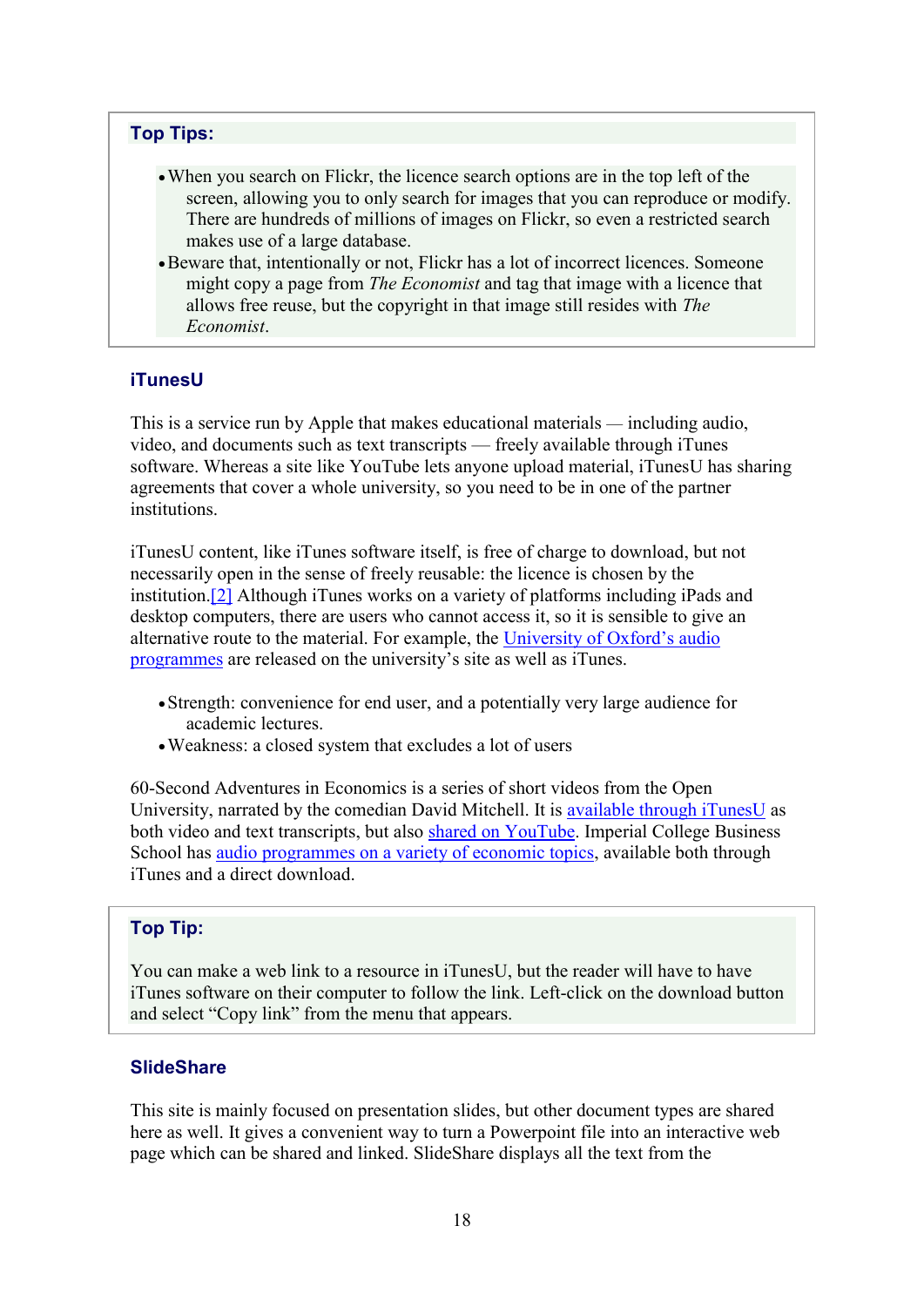**Top Tips:**

- When you search on Flickr, the licence search options are in the top left of the screen, allowing you to only search for images that you can reproduce or modify. There are hundreds of millions of images on Flickr, so even a restricted search makes use of a large database.
- Beware that, intentionally or not, Flickr has a lot of incorrect licences. Someone might copy a page from *The Economist* and tag that image with a licence that allows free reuse, but the copyright in that image still resides with *The Economist*.

### iTunesU

This is a service run by Apple that makes educational materials — including audio, video, and documents such as text transcripts — freely available through iTunes software. Whereas a site like YouTube lets anyone upload material, iTunesU has sharing agreements that cover a whole university, so you need to be in one of the partner institutions.

iTunesU content, like iTunes software itself, is free of charge to download, but not necessarily open in the sense of freely reusable: the licence is chosen by the institution.[2] Although iTunes works on a variety of platforms including iPads and desktop computers, there are users who cannot access it, so it is sensible to give an alternative route to the material. For example, the University of Oxford's audio programmes are released on the university's site as well as iTunes.

- Strength: convenience for end user, and a potentially very large audience for academic lectures.
- Weakness: a closed system that excludes a lot of users

60-Second Adventures in Economics is a series of short videos from the Open University, narrated by the comedian David Mitchell. It is available through iTunesU as both video and text transcripts, but also shared on YouTube. Imperial College Business School has audio programmes on a variety of economic topics, available both through iTunes and a direct download.

**Top Tip:**

You can make a web link to a resource in iTunesU, but the reader will have to have iTunes software on their computer to follow the link. Left-click on the download button and select "Copy link" from the menu that appears.

### SlideShare

This site is mainly focused on presentation slides, but other document types are shared here as well. It gives a convenient way to turn a Powerpoint file into an interactive web page which can be shared and linked. SlideShare displays all the text from the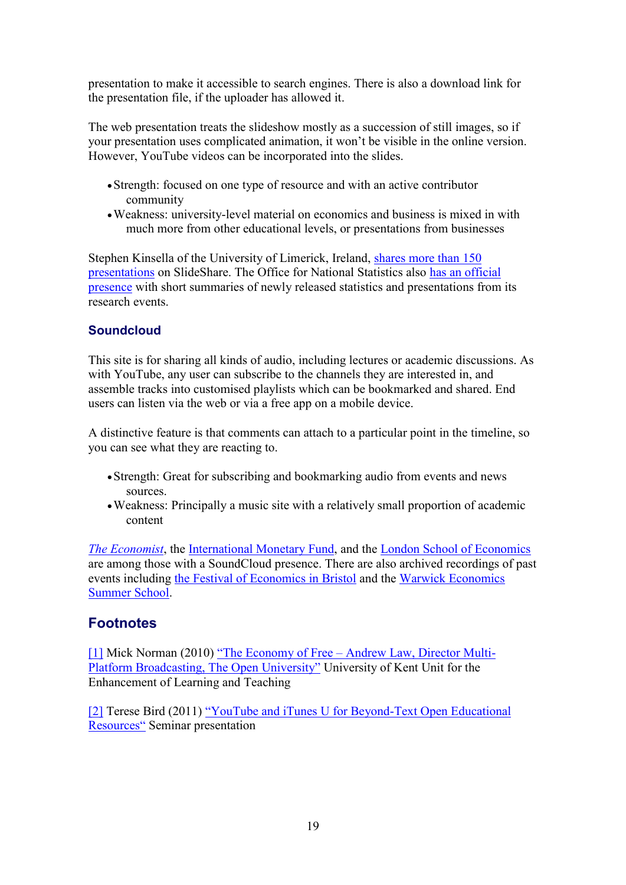presentation to make it accessible to search engines. There is also a download link for the presentation file, if the uploader has allowed it.

The web presentation treats the slideshow mostly as a succession of still images, so if your presentation uses complicated animation, it won't be visible in the online version. However, YouTube videos can be incorporated into the slides.

- Strength: focused on one type of resource and with an active contributor community
- Weakness: university-level material on economics and business is mixed in with much more from other educational levels, or presentations from businesses

Stephen Kinsella of the University of Limerick, Ireland, shares more than 150 presentations on SlideShare. The Office for National Statistics also has an official presence with short summaries of newly released statistics and presentations from its research events.

### Soundcloud

This site is for sharing all kinds of audio, including lectures or academic discussions. As with YouTube, any user can subscribe to the channels they are interested in, and assemble tracks into customised playlists which can be bookmarked and shared. End users can listen via the web or via a free app on a mobile device.

A distinctive feature is that comments can attach to a particular point in the timeline, so you can see what they are reacting to.

- Strength: Great for subscribing and bookmarking audio from events and news sources.
- Weakness: Principally a music site with a relatively small proportion of academic content

*The Economist*, the International Monetary Fund, and the London School of Economics are among those with a SoundCloud presence. There are also archived recordings of past events including the Festival of Economics in Bristol and the Warwick Economics Summer School.

## Footnotes

[1] Mick Norman (2010) "The Economy of Free – Andrew Law, Director Multi-Platform Broadcasting, The Open University" University of Kent Unit for the Enhancement of Learning and Teaching

[2] Terese Bird (2011) "YouTube and iTunes U for Beyond-Text Open Educational Resources" Seminar presentation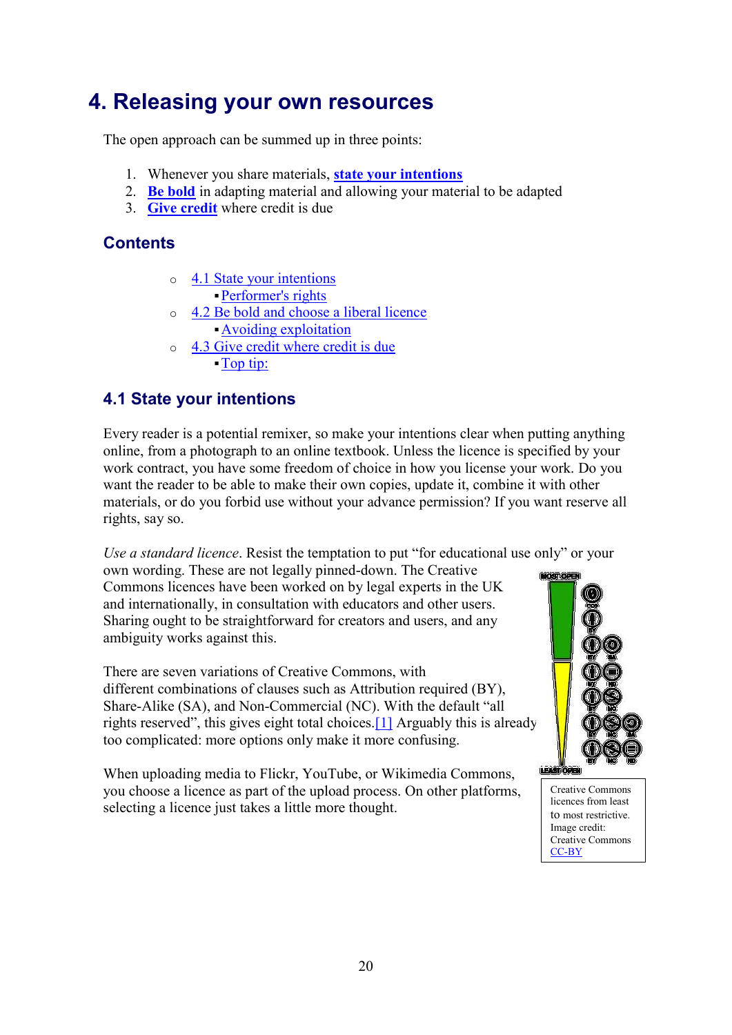# 4. Releasing your own resources

The open approach can be summed up in three points:

1. Whenever you share materials, **state your intentions**
2. **Be bold** in adapting material and allowing your material to be adapted
3. **Give credit** where credit is due

## Contents

- 4.1 State your intentions
  - Performer's rights
- 4.2 Be bold and choose a liberal licence
  - Avoiding exploitation
- 4.3 Give credit where credit is due
  - Top tip:

## 4.1 State your intentions

Every reader is a potential remixer, so make your intentions clear when putting anything online, from a photograph to an online textbook. Unless the licence is specified by your work contract, you have some freedom of choice in how you license your work. Do you want the reader to be able to make their own copies, update it, combine it with other materials, or do you forbid use without your advance permission? If you want reserve all rights, say so.

*Use a standard licence*. Resist the temptation to put "for educational use only" or your own wording. These are not legally pinned-down. The Creative Commons licences have been worked on by legal experts in the UK and internationally, in consultation with educators and other users. Sharing ought to be straightforward for creators and users, and any ambiguity works against this.

There are seven variations of Creative Commons, with different combinations of clauses such as Attribution required (BY), Share-Alike (SA), and Non-Commercial (NC). With the default "all rights reserved", this gives eight total choices.[1] Arguably this is already too complicated: more options only make it more confusing.

When uploading media to Flickr, YouTube, or Wikimedia Commons, you choose a licence as part of the upload process. On other platforms, selecting a licence just takes a little more thought.

Creative Commons licences from least to most restrictive. Image credit: Creative Commons CC-BY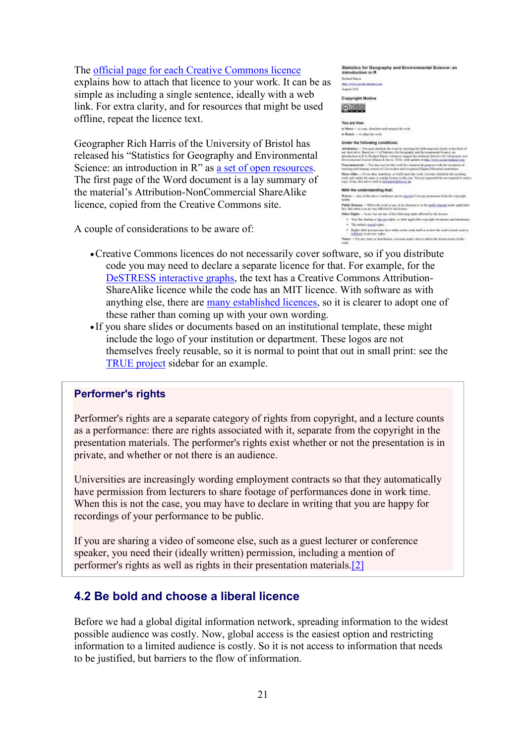The official page for each Creative Commons licence explains how to attach that licence to your work. It can be as simple as including a single sentence, ideally with a web link. For extra clarity, and for resources that might be used offline, repeat the licence text.

Geographer Rich Harris of the University of Bristol has released his "Statistics for Geography and Environmental Science: an introduction in R" as a set of open resources. The first page of the Word document is a lay summary of the material's Attribution-NonCommercial ShareAlike licence, copied from the Creative Commons site.

A couple of considerations to be aware of:

- Creative Commons licences do not necessarily cover software, so if you distribute code you may need to declare a separate licence for that. For example, for the DeSTRESS interactive graphs, the text has a Creative Commons Attribution-ShareAlike licence while the code has an MIT licence. With software as with anything else, there are many established licences, so it is clearer to adopt one of these rather than coming up with your own wording.
- If you share slides or documents based on an institutional template, these might include the logo of your institution or department. These logos are not themselves freely reusable, so it is normal to point that out in small print: see the TRUE project sidebar for an example.

### Performer's rights

Performer's rights are a separate category of rights from copyright, and a lecture counts as a performance: there are rights associated with it, separate from the copyright in the presentation materials. The performer's rights exist whether or not the presentation is in private, and whether or not there is an audience.

Universities are increasingly wording employment contracts so that they automatically have permission from lecturers to share footage of performances done in work time. When this is not the case, you may have to declare in writing that you are happy for recordings of your performance to be public.

If you are sharing a video of someone else, such as a guest lecturer or conference speaker, you need their (ideally written) permission, including a mention of performer's rights as well as rights in their presentation materials.[2]

## 4.2 Be bold and choose a liberal licence

Before we had a global digital information network, spreading information to the widest possible audience was costly. Now, global access is the easiest option and restricting information to a limited audience is costly. So it is not access to information that needs to be justified, but barriers to the flow of information.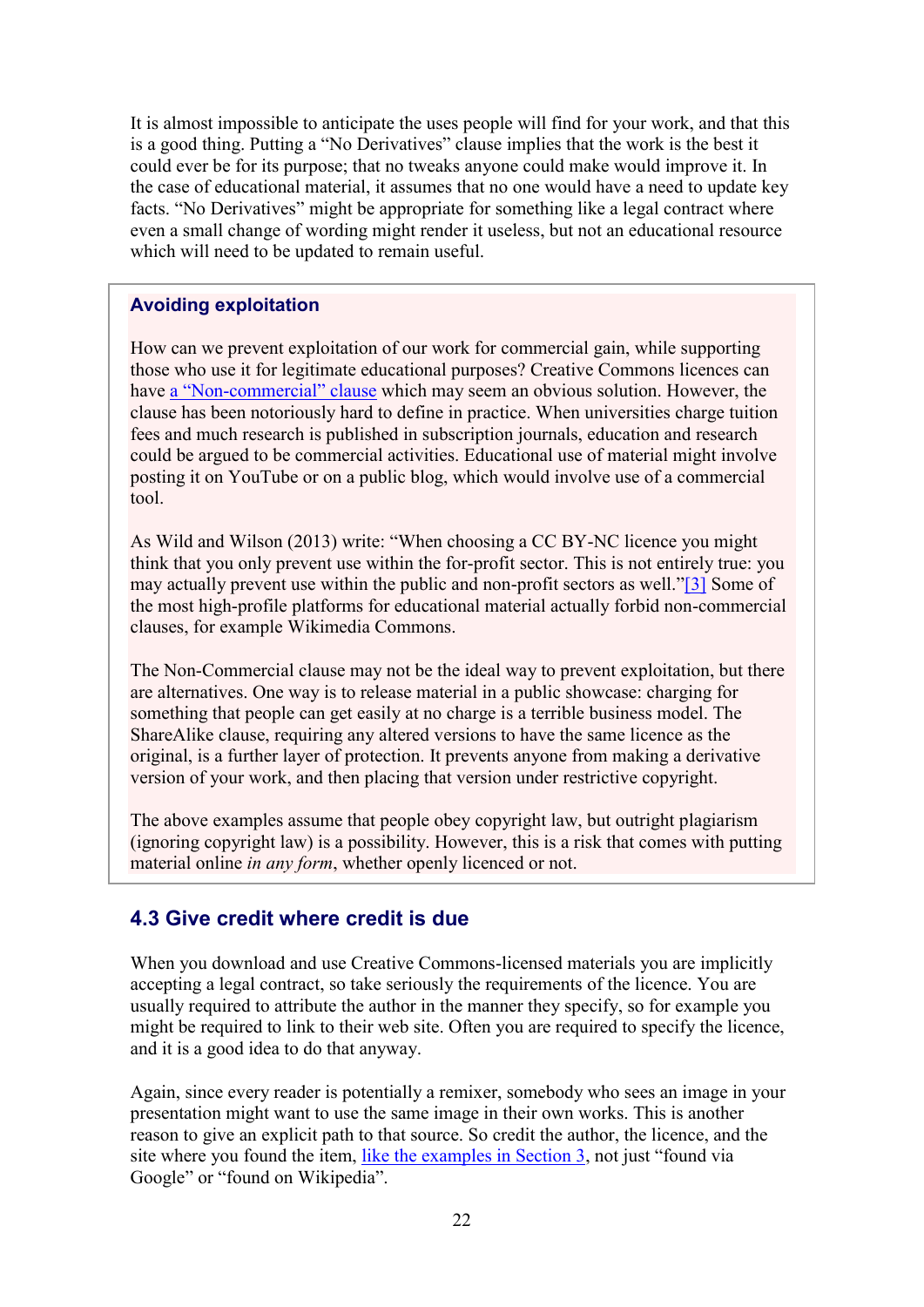It is almost impossible to anticipate the uses people will find for your work, and that this is a good thing. Putting a "No Derivatives" clause implies that the work is the best it could ever be for its purpose; that no tweaks anyone could make would improve it. In the case of educational material, it assumes that no one would have a need to update key facts. "No Derivatives" might be appropriate for something like a legal contract where even a small change of wording might render it useless, but not an educational resource which will need to be updated to remain useful.

### Avoiding exploitation

How can we prevent exploitation of our work for commercial gain, while supporting those who use it for legitimate educational purposes? Creative Commons licences can have a "Non-commercial" clause which may seem an obvious solution. However, the clause has been notoriously hard to define in practice. When universities charge tuition fees and much research is published in subscription journals, education and research could be argued to be commercial activities. Educational use of material might involve posting it on YouTube or on a public blog, which would involve use of a commercial tool.

As Wild and Wilson (2013) write: "When choosing a CC BY-NC licence you might think that you only prevent use within the for-profit sector. This is not entirely true: you may actually prevent use within the public and non-profit sectors as well."[3] Some of the most high-profile platforms for educational material actually forbid non-commercial clauses, for example Wikimedia Commons.

The Non-Commercial clause may not be the ideal way to prevent exploitation, but there are alternatives. One way is to release material in a public showcase: charging for something that people can get easily at no charge is a terrible business model. The ShareAlike clause, requiring any altered versions to have the same licence as the original, is a further layer of protection. It prevents anyone from making a derivative version of your work, and then placing that version under restrictive copyright.

The above examples assume that people obey copyright law, but outright plagiarism (ignoring copyright law) is a possibility. However, this is a risk that comes with putting material online *in any form*, whether openly licenced or not.

## 4.3 Give credit where credit is due

When you download and use Creative Commons-licensed materials you are implicitly accepting a legal contract, so take seriously the requirements of the licence. You are usually required to attribute the author in the manner they specify, so for example you might be required to link to their web site. Often you are required to specify the licence, and it is a good idea to do that anyway.

Again, since every reader is potentially a remixer, somebody who sees an image in your presentation might want to use the same image in their own works. This is another reason to give an explicit path to that source. So credit the author, the licence, and the site where you found the item, like the examples in Section 3, not just "found via Google" or "found on Wikipedia".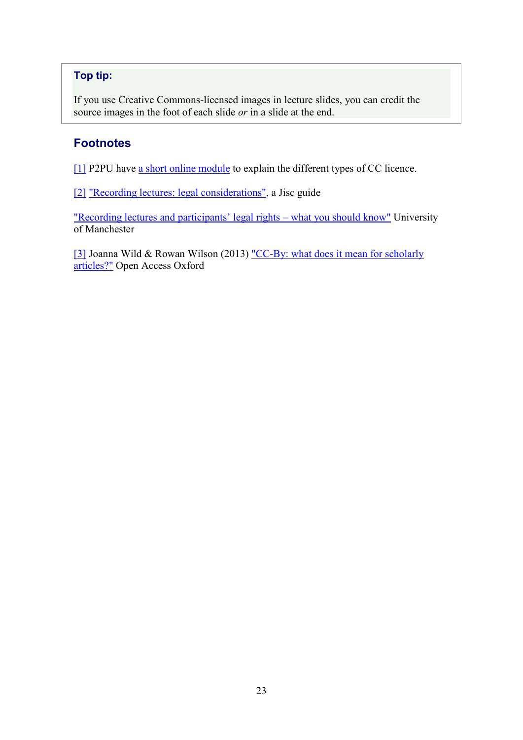**Top tip:**

If you use Creative Commons-licensed images in lecture slides, you can credit the source images in the foot of each slide *or* in a slide at the end.

## Footnotes

[1] P2PU have a short online module to explain the different types of CC licence.

[2] "Recording lectures: legal considerations", a Jisc guide

"Recording lectures and participants' legal rights – what you should know" University of Manchester

[3] Joanna Wild & Rowan Wilson (2013) "CC-By: what does it mean for scholarly articles?" Open Access Oxford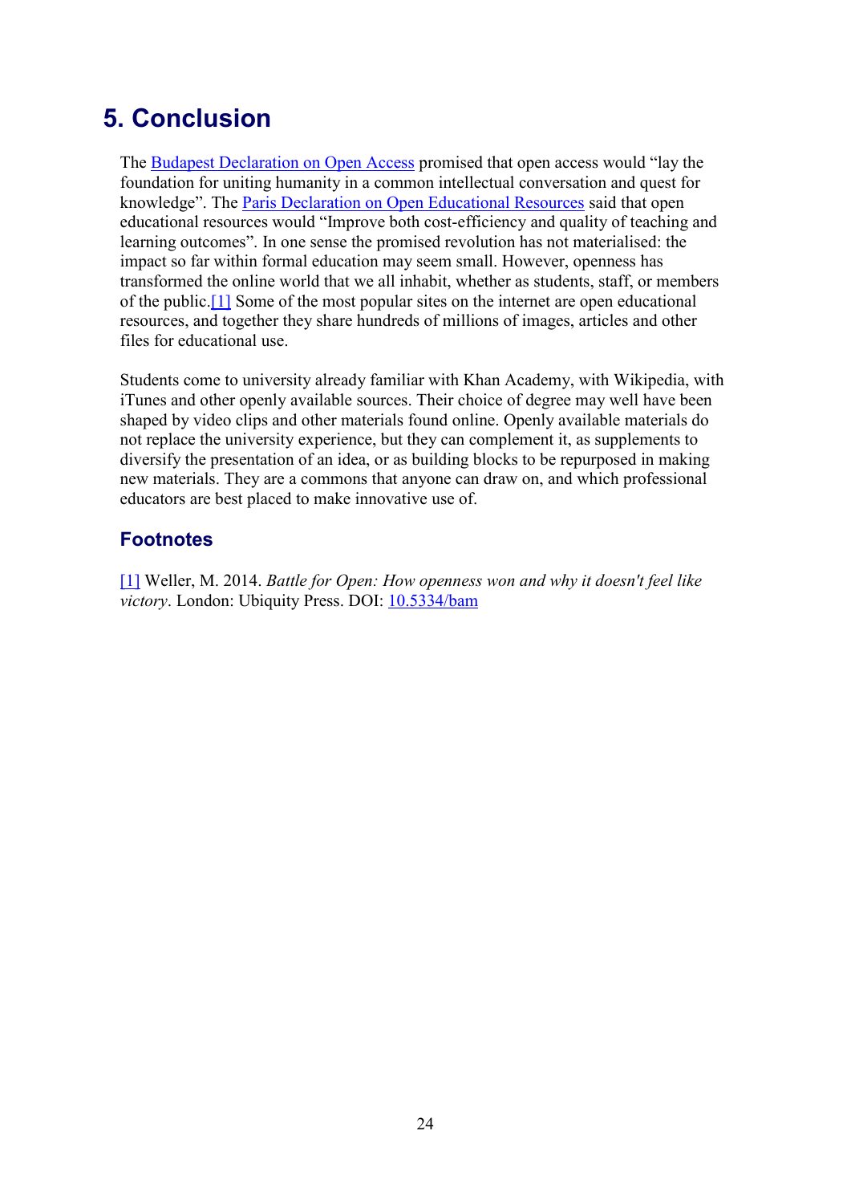# 5. Conclusion

The Budapest Declaration on Open Access promised that open access would "lay the foundation for uniting humanity in a common intellectual conversation and quest for knowledge". The Paris Declaration on Open Educational Resources said that open educational resources would "Improve both cost-efficiency and quality of teaching and learning outcomes". In one sense the promised revolution has not materialised: the impact so far within formal education may seem small. However, openness has transformed the online world that we all inhabit, whether as students, staff, or members of the public.[1] Some of the most popular sites on the internet are open educational resources, and together they share hundreds of millions of images, articles and other files for educational use.

Students come to university already familiar with Khan Academy, with Wikipedia, with iTunes and other openly available sources. Their choice of degree may well have been shaped by video clips and other materials found online. Openly available materials do not replace the university experience, but they can complement it, as supplements to diversify the presentation of an idea, or as building blocks to be repurposed in making new materials. They are a commons that anyone can draw on, and which professional educators are best placed to make innovative use of.

## Footnotes

[1] Weller, M. 2014. *Battle for Open: How openness won and why it doesn't feel like victory*. London: Ubiquity Press. DOI: 10.5334/bam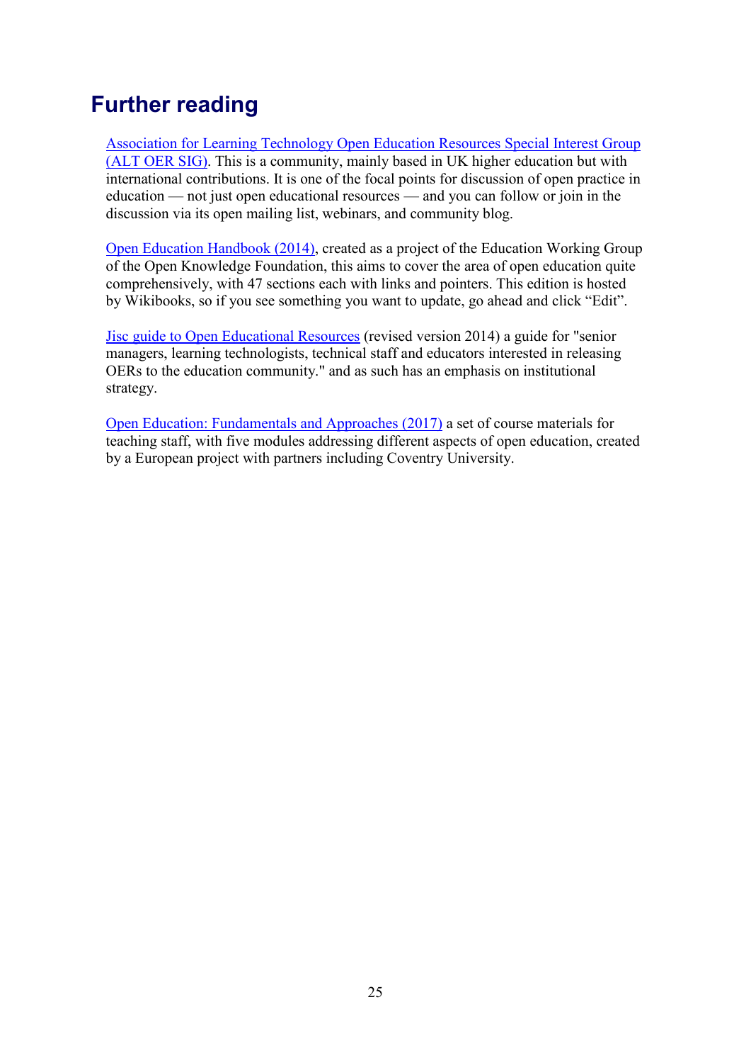# Further reading

Association for Learning Technology Open Education Resources Special Interest Group (ALT OER SIG). This is a community, mainly based in UK higher education but with international contributions. It is one of the focal points for discussion of open practice in education — not just open educational resources — and you can follow or join in the discussion via its open mailing list, webinars, and community blog.

Open Education Handbook (2014), created as a project of the Education Working Group of the Open Knowledge Foundation, this aims to cover the area of open education quite comprehensively, with 47 sections each with links and pointers. This edition is hosted by Wikibooks, so if you see something you want to update, go ahead and click "Edit".

Jisc guide to Open Educational Resources (revised version 2014) a guide for "senior managers, learning technologists, technical staff and educators interested in releasing OERs to the education community." and as such has an emphasis on institutional strategy.

Open Education: Fundamentals and Approaches (2017) a set of course materials for teaching staff, with five modules addressing different aspects of open education, created by a European project with partners including Coventry University.